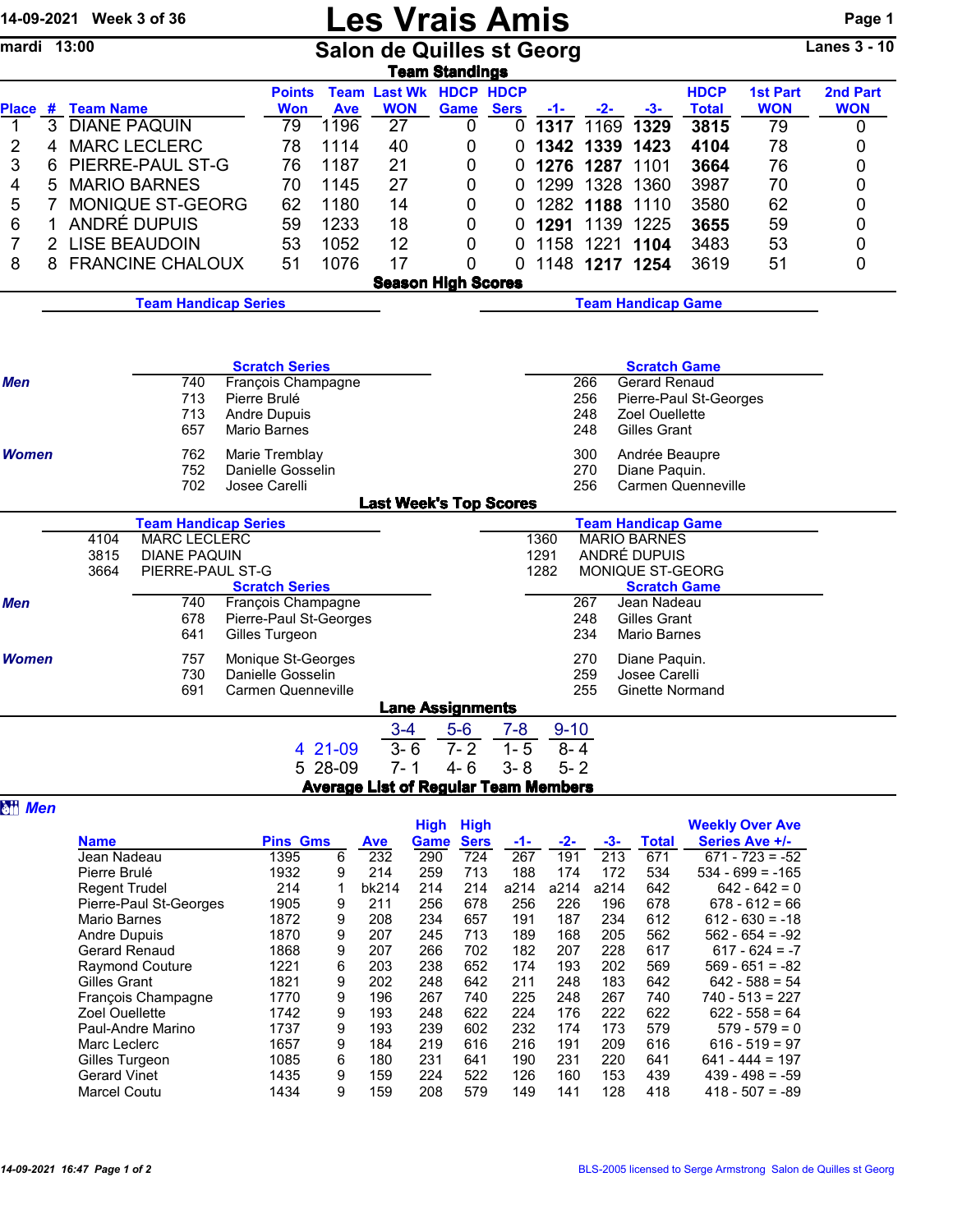14-09-2021 Week 3 of 36

mardi 13:00

# Les Vrais Amis

## Salon de Quilles st Georg

Lanes 3 - 10

### Team Standings

| Place | # | Team Name | Points Won | Team Ave | Last Wk WON | HDCP Game | HDCP Sers | -1- | -2- | -3- | HDCP Total | 1st Part WON | 2nd Part WON |
|---|---|---|---|---|---|---|---|---|---|---|---|---|---|
| 1 | 3 | DIANE PAQUIN | 79 | 1196 | 27 | 0 | 0 | **1317** | 1169 | **1329** | **3815** | 79 | 0 |
| 2 | 4 | MARC LECLERC | 78 | 1114 | 40 | 0 | 0 | **1342** | **1339** | **1423** | **4104** | 78 | 0 |
| 3 | 6 | PIERRE-PAUL ST-G | 76 | 1187 | 21 | 0 | 0 | **1276** | **1287** | 1101 | **3664** | 76 | 0 |
| 4 | 5 | MARIO BARNES | 70 | 1145 | 27 | 0 | 0 | 1299 | 1328 | 1360 | 3987 | 70 | 0 |
| 5 | 7 | MONIQUE ST-GEORG | 62 | 1180 | 14 | 0 | 0 | 1282 | **1188** | 1110 | 3580 | 62 | 0 |
| 6 | 1 | ANDRÉ DUPUIS | 59 | 1233 | 18 | 0 | 0 | **1291** | 1139 | 1225 | **3655** | 59 | 0 |
| 7 | 2 | LISE BEAUDOIN | 53 | 1052 | 12 | 0 | 0 | 1158 | 1221 | **1104** | 3483 | 53 | 0 |
| 8 | 8 | FRANCINE CHALOUX | 51 | 1076 | 17 | 0 | 0 | 1148 | **1217** | **1254** | 3619 | 51 | 0 |

### Season High Scores

**Team Handicap Series**

**Team Handicap Game**

**Scratch Series**

| | Score | Name |
|---|---|---|
| *Men* | 740 | François Champagne |
| | 713 | Pierre Brulé |
| | 713 | Andre Dupuis |
| | 657 | Mario Barnes |
| *Women* | 762 | Marie Tremblay |
| | 752 | Danielle Gosselin |
| | 702 | Josee Carelli |

**Scratch Game**

| | Score | Name |
|---|---|---|
| *Men* | 266 | Gerard Renaud |
| | 256 | Pierre-Paul St-Georges |
| | 248 | Zoel Ouellette |
| | 248 | Gilles Grant |
| *Women* | 300 | Andrée Beaupre |
| | 270 | Diane Paquin. |
| | 256 | Carmen Quenneville |

### Last Week's Top Scores

**Team Handicap Series**

| Score | Team |
|---|---|
| 4104 | MARC LECLERC |
| 3815 | DIANE PAQUIN |
| 3664 | PIERRE-PAUL ST-G |

**Team Handicap Game**

| Score | Team |
|---|---|
| 1360 | MARIO BARNES |
| 1291 | ANDRÉ DUPUIS |
| 1282 | MONIQUE ST-GEORG |

**Scratch Series**

| | Score | Name |
|---|---|---|
| *Men* | 740 | François Champagne |
| | 678 | Pierre-Paul St-Georges |
| | 641 | Gilles Turgeon |
| *Women* | 757 | Monique St-Georges |
| | 730 | Danielle Gosselin |
| | 691 | Carmen Quenneville |

**Scratch Game**

| | Score | Name |
|---|---|---|
| *Men* | 267 | Jean Nadeau |
| | 248 | Gilles Grant |
| | 234 | Mario Barnes |
| *Women* | 270 | Diane Paquin. |
| | 259 | Josee Carelli |
| | 255 | Ginette Normand |

### Lane Assignments

| | 3-4 | 5-6 | 7-8 | 9-10 |
|---|---|---|---|---|
| 4 21-09 | 3- 6 | 7- 2 | 1- 5 | 8- 4 |
| 5 28-09 | 7- 1 | 4- 6 | 3- 8 | 5- 2 |

### Average List of Regular Team Members

*Men*

| Name | Pins | Gms | Ave | High Game | High Sers | -1- | -2- | -3- | Total | Weekly Over Ave Series Ave +/- |
|---|---|---|---|---|---|---|---|---|---|---|
| Jean Nadeau | 1395 | 6 | 232 | 290 | 724 | 267 | 191 | 213 | 671 | 671 - 723 = -52 |
| Pierre Brulé | 1932 | 9 | 214 | 259 | 713 | 188 | 174 | 172 | 534 | 534 - 699 = -165 |
| Regent Trudel | 214 | 1 | bk214 | 214 | 214 | a214 | a214 | a214 | 642 | 642 - 642 = 0 |
| Pierre-Paul St-Georges | 1905 | 9 | 211 | 256 | 678 | 256 | 226 | 196 | 678 | 678 - 612 = 66 |
| Mario Barnes | 1872 | 9 | 208 | 234 | 657 | 191 | 187 | 234 | 612 | 612 - 630 = -18 |
| Andre Dupuis | 1870 | 9 | 207 | 245 | 713 | 189 | 168 | 205 | 562 | 562 - 654 = -92 |
| Gerard Renaud | 1868 | 9 | 207 | 266 | 702 | 182 | 207 | 228 | 617 | 617 - 624 = -7 |
| Raymond Couture | 1221 | 6 | 203 | 238 | 652 | 174 | 193 | 202 | 569 | 569 - 651 = -82 |
| Gilles Grant | 1821 | 9 | 202 | 248 | 642 | 211 | 248 | 183 | 642 | 642 - 588 = 54 |
| François Champagne | 1770 | 9 | 196 | 267 | 740 | 225 | 248 | 267 | 740 | 740 - 513 = 227 |
| Zoel Ouellette | 1742 | 9 | 193 | 248 | 622 | 224 | 176 | 222 | 622 | 622 - 558 = 64 |
| Paul-Andre Marino | 1737 | 9 | 193 | 239 | 602 | 232 | 174 | 173 | 579 | 579 - 579 = 0 |
| Marc Leclerc | 1657 | 9 | 184 | 219 | 616 | 216 | 191 | 209 | 616 | 616 - 519 = 97 |
| Gilles Turgeon | 1085 | 6 | 180 | 231 | 641 | 190 | 231 | 220 | 641 | 641 - 444 = 197 |
| Gerard Vinet | 1435 | 9 | 159 | 224 | 522 | 126 | 160 | 153 | 439 | 439 - 498 = -59 |
| Marcel Coutu | 1434 | 9 | 159 | 208 | 579 | 149 | 141 | 128 | 418 | 418 - 507 = -89 |

14-09-2021 16:47 Page 1 of 2 — BLS-2005 licensed to Serge Armstrong Salon de Quilles st Georg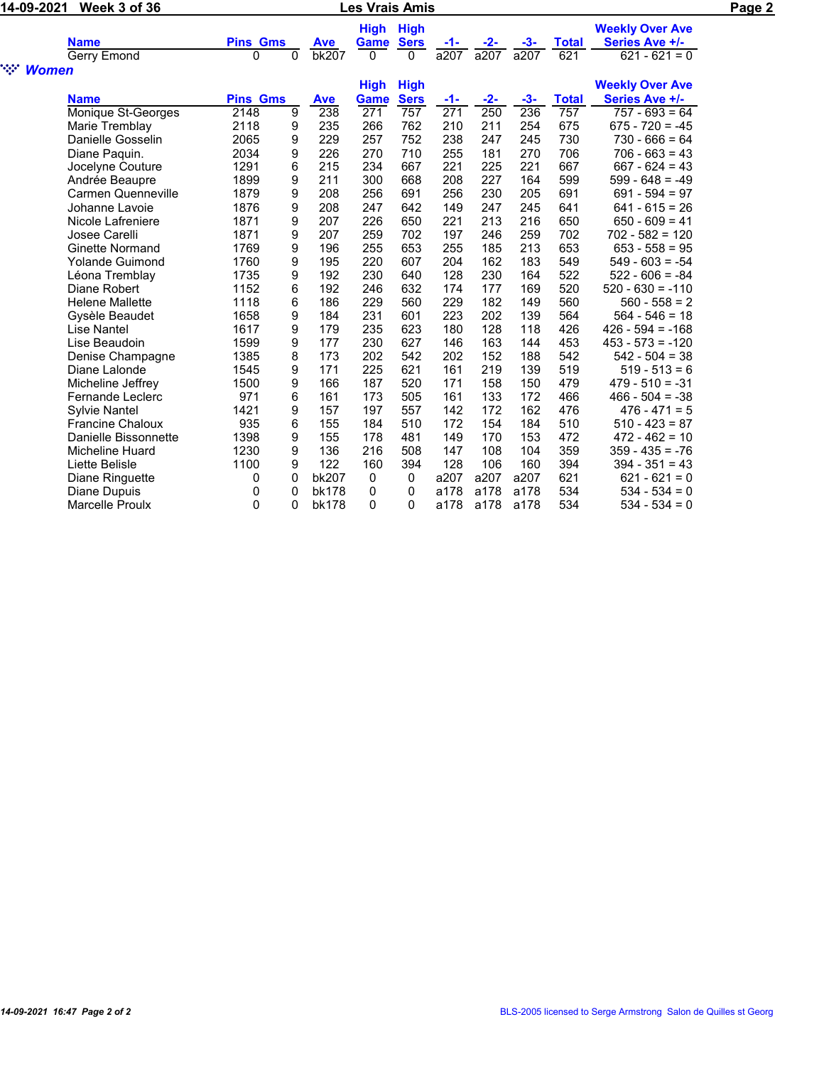| Name | Pins | Gms | Ave | High Game | High Sers | -1- | -2- | -3- | Total | Weekly Over Ave Series Ave +/- |
|---|---|---|---|---|---|---|---|---|---|---|
| Gerry Emond | 0 | 0 | bk207 | 0 | 0 | a207 | a207 | a207 | 621 | 621 - 621 = 0 |

### *Women*

| Name | Pins | Gms | Ave | High Game | High Sers | -1- | -2- | -3- | Total | Weekly Over Ave Series Ave +/- |
|---|---|---|---|---|---|---|---|---|---|---|
| Monique St-Georges | 2148 | 9 | 238 | 271 | 757 | 271 | 250 | 236 | 757 | 757 - 693 = 64 |
| Marie Tremblay | 2118 | 9 | 235 | 266 | 762 | 210 | 211 | 254 | 675 | 675 - 720 = -45 |
| Danielle Gosselin | 2065 | 9 | 229 | 257 | 752 | 238 | 247 | 245 | 730 | 730 - 666 = 64 |
| Diane Paquin. | 2034 | 9 | 226 | 270 | 710 | 255 | 181 | 270 | 706 | 706 - 663 = 43 |
| Jocelyne Couture | 1291 | 6 | 215 | 234 | 667 | 221 | 225 | 221 | 667 | 667 - 624 = 43 |
| Andrée Beaupre | 1899 | 9 | 211 | 300 | 668 | 208 | 227 | 164 | 599 | 599 - 648 = -49 |
| Carmen Quenneville | 1879 | 9 | 208 | 256 | 691 | 256 | 230 | 205 | 691 | 691 - 594 = 97 |
| Johanne Lavoie | 1876 | 9 | 208 | 247 | 642 | 149 | 247 | 245 | 641 | 641 - 615 = 26 |
| Nicole Lafreniere | 1871 | 9 | 207 | 226 | 650 | 221 | 213 | 216 | 650 | 650 - 609 = 41 |
| Josee Carelli | 1871 | 9 | 207 | 259 | 702 | 197 | 246 | 259 | 702 | 702 - 582 = 120 |
| Ginette Normand | 1769 | 9 | 196 | 255 | 653 | 255 | 185 | 213 | 653 | 653 - 558 = 95 |
| Yolande Guimond | 1760 | 9 | 195 | 220 | 607 | 204 | 162 | 183 | 549 | 549 - 603 = -54 |
| Léona Tremblay | 1735 | 9 | 192 | 230 | 640 | 128 | 230 | 164 | 522 | 522 - 606 = -84 |
| Diane Robert | 1152 | 6 | 192 | 246 | 632 | 174 | 177 | 169 | 520 | 520 - 630 = -110 |
| Helene Mallette | 1118 | 6 | 186 | 229 | 560 | 229 | 182 | 149 | 560 | 560 - 558 = 2 |
| Gysèle Beaudet | 1658 | 9 | 184 | 231 | 601 | 223 | 202 | 139 | 564 | 564 - 546 = 18 |
| Lise Nantel | 1617 | 9 | 179 | 235 | 623 | 180 | 128 | 118 | 426 | 426 - 594 = -168 |
| Lise Beaudoin | 1599 | 9 | 177 | 230 | 627 | 146 | 163 | 144 | 453 | 453 - 573 = -120 |
| Denise Champagne | 1385 | 8 | 173 | 202 | 542 | 202 | 152 | 188 | 542 | 542 - 504 = 38 |
| Diane Lalonde | 1545 | 9 | 171 | 225 | 621 | 161 | 219 | 139 | 519 | 519 - 513 = 6 |
| Micheline Jeffrey | 1500 | 9 | 166 | 187 | 520 | 171 | 158 | 150 | 479 | 479 - 510 = -31 |
| Fernande Leclerc | 971 | 6 | 161 | 173 | 505 | 161 | 133 | 172 | 466 | 466 - 504 = -38 |
| Sylvie Nantel | 1421 | 9 | 157 | 197 | 557 | 142 | 172 | 162 | 476 | 476 - 471 = 5 |
| Francine Chaloux | 935 | 6 | 155 | 184 | 510 | 172 | 154 | 184 | 510 | 510 - 423 = 87 |
| Danielle Bissonnette | 1398 | 9 | 155 | 178 | 481 | 149 | 170 | 153 | 472 | 472 - 462 = 10 |
| Micheline Huard | 1230 | 9 | 136 | 216 | 508 | 147 | 108 | 104 | 359 | 359 - 435 = -76 |
| Liette Belisle | 1100 | 9 | 122 | 160 | 394 | 128 | 106 | 160 | 394 | 394 - 351 = 43 |
| Diane Ringuette | 0 | 0 | bk207 | 0 | 0 | a207 | a207 | a207 | 621 | 621 - 621 = 0 |
| Diane Dupuis | 0 | 0 | bk178 | 0 | 0 | a178 | a178 | a178 | 534 | 534 - 534 = 0 |
| Marcelle Proulx | 0 | 0 | bk178 | 0 | 0 | a178 | a178 | a178 | 534 | 534 - 534 = 0 |